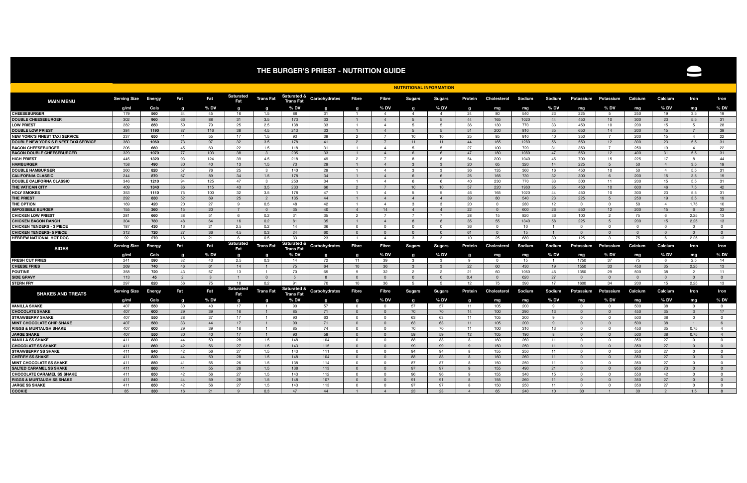# THE BURGER'S PRIEST - NUTRITION GUIDE

## NUTRITIONAL INFORMATION

| MAIN MENU | Serving Size | Energy | Fat | Fat | Saturated Fat | Trans Fat | Saturated & Trans Fat | Carbohydrates | Fibre | Fibre | Sugars | Sugars | Protein | Cholesterol | Sodium | Sodium | Potassium | Potassium | Calcium | Calcium | Iron | Iron |
|---|---|---|---|---|---|---|---|---|---|---|---|---|---|---|---|---|---|---|---|---|---|---|
| | g/ml | Cals | g | % DV | g | g | % DV | g | g | % DV | g | % DV | g | mg | mg | % DV | mg | % DV | mg | % DV | mg | % DV |
| CHEESEBURGER | 179 | 560 | 34 | 45 | 16 | 1.5 | 88 | 31 | 1 | 4 | 4 | 4 | 24 | 80 | 540 | 23 | 225 | 5 | 250 | 19 | 3.5 | 19 |
| DOUBLE CHEESEBURGER | 302 | 960 | 66 | 88 | 31 | 3.5 | 173 | 33 | 1 | 4 | 5 | 5 | 44 | 165 | 1020 | 44 | 450 | 10 | 300 | 23 | 5.5 | 31 |
| LOW PRIEST | 282 | 850 | 59 | 79 | 25 | 2.5 | 138 | 33 | 1 | 4 | 5 | 5 | 36 | 130 | 770 | 33 | 450 | 10 | 200 | 15 | 5 | 28 |
| DOUBLE LOW PRIEST | 384 | 1190 | 87 | 116 | 38 | 4.5 | 213 | 33 | 1 | 4 | 5 | 5 | 51 | 200 | 810 | 35 | 650 | 14 | 200 | 15 | 7 | 39 |
| NEW YORK'S FINEST TAXI SERVICE | 237 | 650 | 41 | 55 | 17 | 1.5 | 93 | 39 | 2 | 7 | 10 | 10 | 25 | 85 | 910 | 40 | 350 | 7 | 200 | 15 | 4 | 22 |
| DOUBLE NEW YORK'S FINEST TAXI SERVICE | 360 | 1060 | 73 | 97 | 32 | 3.5 | 178 | 41 | 2 | 7 | 11 | 11 | 44 | 165 | 1280 | 56 | 550 | 12 | 300 | 23 | 5.5 | 31 |
| BACON CHEESEBURGER | 206 | 660 | 45 | 60 | 22 | 1.5 | 118 | 31 | 1 | 4 | 5 | 5 | 27 | 100 | 720 | 31 | 350 | 7 | 250 | 19 | 4 | 22 |
| BACON DOUBLE CHEESEBURGER | 329 | 1070 | 77 | 103 | 38 | 3 | 205 | 33 | 1 | 4 | 6 | 6 | 47 | 180 | 1080 | 47 | 550 | 12 | 400 | 31 | 5.5 | 31 |
| HIGH PRIEST | 445 | 1320 | 93 | 124 | 39 | 4.5 | 218 | 49 | 2 | 7 | 8 | 8 | 54 | 200 | 1040 | 45 | 700 | 15 | 225 | 17 | 8 | 44 |
| HAMBURGER | 158 | 490 | 30 | 40 | 13 | 1.5 | 73 | 29 | 1 | 4 | 3 | 3 | 20 | 65 | 320 | 14 | 225 | 5 | 50 | 4 | 3.5 | 19 |
| DOUBLE HAMBURGER | 260 | 820 | 57 | 76 | 25 | 3 | 140 | 29 | 1 | 4 | 3 | 3 | 36 | 135 | 360 | 16 | 450 | 10 | 50 | 4 | 5.5 | 31 |
| CALIFORNIA CLASSIC | 244 | 870 | 67 | 89 | 34 | 1.5 | 178 | 34 | 1 | 4 | 6 | 6 | 25 | 165 | 730 | 32 | 300 | 6 | 200 | 15 | 3.5 | 19 |
| DOUBLE CALIFORNA CLASSIC | 346 | 1210 | 94 | 125 | 47 | 3 | 250 | 34 | 1 | 4 | 6 | 6 | 40 | 230 | 770 | 33 | 500 | 11 | 200 | 15 | 5.5 | 31 |
| THE VATICAN CITY | 409 | 1340 | 86 | 115 | 43 | 3.5 | 233 | 66 | 2 | 7 | 10 | 10 | 57 | 220 | 1960 | 85 | 450 | 10 | 600 | 46 | 7.5 | 42 |
| HOLY SMOKES | 353 | 1110 | 75 | 100 | 32 | 3.5 | 178 | 47 | 1 | 4 | 5 | 5 | 46 | 165 | 1020 | 44 | 450 | 10 | 300 | 23 | 5.5 | 31 |
| THE PRIEST | 292 | 830 | 52 | 69 | 25 | 2 | 135 | 44 | 1 | 4 | 4 | 4 | 39 | 80 | 540 | 23 | 225 | 5 | 250 | 19 | 3.5 | 19 |
| THE OPTION | 169 | 420 | 20 | 27 | 9 | 0.5 | 48 | 42 | 1 | 4 | 3 | 3 | 20 | 0 | 280 | 12 | 0 | 0 | 50 | 4 | 1.75 | 10 |
| IMPOSSIBLE BURGER | 155 | 360 | 15 | 20 | 7 | 0 | 35 | 40 | 4 | 14 | 4 | 4 | 22 | 0 | 600 | 26 | 550 | 12 | 200 | 15 | 6 | 33 |
| CHICKEN LOW PRIEST | 281 | 660 | 38 | 51 | 6 | 0.2 | 31 | 35 | 2 | 7 | 7 | 7 | 28 | 15 | 820 | 36 | 100 | 2 | 75 | 6 | 2.25 | 13 |
| CHICKEN BACON RANCH | 304 | 780 | 48 | 64 | 16 | 0.2 | 81 | 35 | 1 | 4 | 8 | 8 | 35 | 55 | 1340 | 58 | 225 | 5 | 200 | 15 | 2.25 | 13 |
| CHICKEN TENDERS - 3 PIECE | 187 | 430 | 16 | 21 | 2.5 | 0.2 | 14 | 36 | 0 | 0 | 0 | 0 | 36 | 0 | 10 | 1 | 0 | 0 | 0 | 0 | 0 | 0 |
| CHICKEN TENDERS- 5 PIECE | 312 | 720 | 27 | 36 | 4.5 | 0.3 | 24 | 60 | 0 | 0 | 0 | 0 | 61 | 0 | 15 | 1 | 0 | 0 | 0 | 0 | 0 | 0 |
| HEBREW NATIONAL HOT DOG | 92 | 270 | 16 | 21 | 6 | 0.5 | 33 | 23 | 1 | 4 | 3 | 3 | 10 | 25 | 680 | 30 | 125 | 3 | 75 | 6 | 2.25 | 13 |

| SIDES | Serving Size | Energy | Fat | Fat | Saturated Fat | Trans Fat | Saturated & Trans Fat | Carbohydrates | Fibre | Fibre | Sugars | Sugars | Protein | Cholesterol | Sodium | Sodium | Potassium | Potassium | Calcium | Calcium | Iron | Iron |
|---|---|---|---|---|---|---|---|---|---|---|---|---|---|---|---|---|---|---|---|---|---|---|
| | g/ml | Cals | g | % DV | g | g | % DV | g | g | % DV | g | % DV | g | mg | mg | % DV | mg | % DV | mg | % DV | mg | % DV |
| FRESH CUT FRIES | 241 | 590 | 32 | 43 | 2.5 | 0.3 | 14 | 72 | 11 | 39 | 3 | 3 | 9 | 0 | 15 | 1 | 1750 | 37 | 75 | 6 | 2.5 | 14 |
| CHEESE FRIES | 269 | 740 | 46 | 61 | 14 | 1 | 75 | 64 | 10 | 36 | 3 | 3 | 22 | 60 | 430 | 19 | 1550 | 33 | 450 | 35 | 2.25 | 13 |
| POUTINE | 358 | 720 | 43 | 57 | 13 | 1 | 70 | 65 | 9 | 32 | 2 | 2 | 21 | 60 | 1060 | 46 | 1350 | 29 | 500 | 38 | 2 | 11 |
| SIDE GRAVY | 113 | 45 | 2 | 3 | 1 | 0 | 5 | 8 | 0 | 0 | 0 | 0 | 0.4 | 0 | 620 | 27 | 0 | 0 | 0 | 0 | 0 | 0 |
| STERN FRY | 297 | 820 | 56 | 75 | 18 | 0.2 | 91 | 70 | 10 | 36 | 5 | 5 | 12 | 75 | 390 | 17 | 1600 | 34 | 200 | 15 | 2.25 | 13 |

| SHAKES AND TREATS | Serving Size | Energy | Fat | Fat | Saturated Fat | Trans Fat | Saturated & Trans Fat | Carbohydrates | Fibre | Fibre | Sugars | Sugars | Protein | Cholesterol | Sodium | Sodium | Potassium | Potassium | Calcium | Calcium | Iron | Iron |
|---|---|---|---|---|---|---|---|---|---|---|---|---|---|---|---|---|---|---|---|---|---|---|
| | g/ml | Cals | g | % DV | g | g | % DV | g | g | % DV | g | % DV | g | mg | mg | % DV | mg | % DV | mg | % DV | mg | % DV |
| VANILLA SHAKE | 407 | 550 | 30 | 40 | 17 | 1 | 90 | 57 | 0 | 0 | 57 | 57 | 11 | 105 | 200 | 9 | 0 | 0 | 500 | 38 | 0 | 0 |
| CHOCOLATE SHAKE | 407 | 600 | 29 | 39 | 16 | 1 | 85 | 71 | 0 | 0 | 70 | 70 | 14 | 100 | 290 | 13 | 0 | 0 | 450 | 35 | 3 | 17 |
| STRAWBERRY SHAKE | 407 | 550 | 28 | 37 | 17 | 1 | 90 | 63 | 0 | 0 | 63 | 63 | 11 | 105 | 200 | 9 | 0 | 0 | 500 | 38 | 0 | 0 |
| MINT CHOCOLATE CHIP SHAKE | 407 | 580 | 33 | 44 | 17 | 1 | 90 | 71 | 0 | 0 | 63 | 63 | 11 | 105 | 200 | 9 | 0 | 0 | 500 | 38 | 1 | 6 |
| RIGGS & MURTAUGH SHAKE | 407 | 600 | 29 | 39 | 16 | 1 | 85 | 74 | 0 | 0 | 70 | 70 | 11 | 100 | 310 | 13 | 0 | 0 | 450 | 35 | 0.75 | 4 |
| JARGE SHAKE | 407 | 550 | 30 | 40 | 17 | 1 | 90 | 58 | 0 | 0 | 59 | 59 | 12 | 105 | 190 | 8 | 0 | 0 | 500 | 38 | 0.75 | 4 |
| VANILLA SS SHAKE | 411 | 830 | 44 | 59 | 28 | 1.5 | 148 | 104 | 0 | 0 | 88 | 88 | 8 | 160 | 260 | 11 | 0 | 0 | 350 | 27 | 0 | 0 |
| CHOCOLATE SS SHAKE | 411 | 860 | 42 | 56 | 27 | 1.5 | 143 | 115 | 0 | 0 | 99 | 99 | 9 | 150 | 250 | 11 | 0 | 0 | 350 | 27 | 0 | 0 |
| STRAWBERRY SS SHAKE | 411 | 840 | 42 | 56 | 27 | 1.5 | 143 | 111 | 0 | 0 | 94 | 94 | 8 | 155 | 250 | 11 | 0 | 0 | 350 | 27 | 0 | 0 |
| CHERRY SS SHAKE | 411 | 830 | 44 | 59 | 28 | 1.5 | 148 | 104 | 0 | 0 | 88 | 88 | 8 | 160 | 260 | 11 | 0 | 0 | 350 | 27 | 0 | 0 |
| MINT CHOCOLATE SS SHAKE | 411 | 850 | 41 | 55 | 26 | 1.5 | 138 | 114 | 0 | 0 | 87 | 87 | 8 | 150 | 250 | 11 | 0 | 0 | 350 | 27 | 0 | 0 |
| SALTED CARAMEL SS SHAKE | 411 | 860 | 41 | 55 | 26 | 1.5 | 138 | 113 | 0 | 0 | 97 | 97 | 9 | 155 | 490 | 21 | 0 | 0 | 950 | 73 | 0 | 0 |
| CHOCOLATE CARAMEL SS SHAKE | 411 | 850 | 42 | 56 | 27 | 1.5 | 143 | 112 | 0 | 0 | 96 | 96 | 9 | 155 | 340 | 15 | 0 | 0 | 550 | 42 | 0 | 0 |
| RIGGS & MURTAUGH SS SHAKE | 411 | 840 | 44 | 59 | 28 | 1.5 | 148 | 107 | 0 | 0 | 91 | 91 | 8 | 155 | 260 | 11 | 0 | 0 | 350 | 27 | 0 | 0 |
| JARGE SS SHAKE | 411 | 850 | 42 | 56 | 27 | 1.5 | 143 | 113 | 0 | 0 | 97 | 97 | 8 | 150 | 250 | 11 | 0 | 0 | 350 | 27 | 0 | 0 |
| COOKIE | 85 | 330 | 16 | 21 | 9 | 0.3 | 47 | 44 | 1 | 4 | 23 | 23 | 4 | 65 | 240 | 10 | 30 | 1 | 30 | 2 | 1.5 | 8 |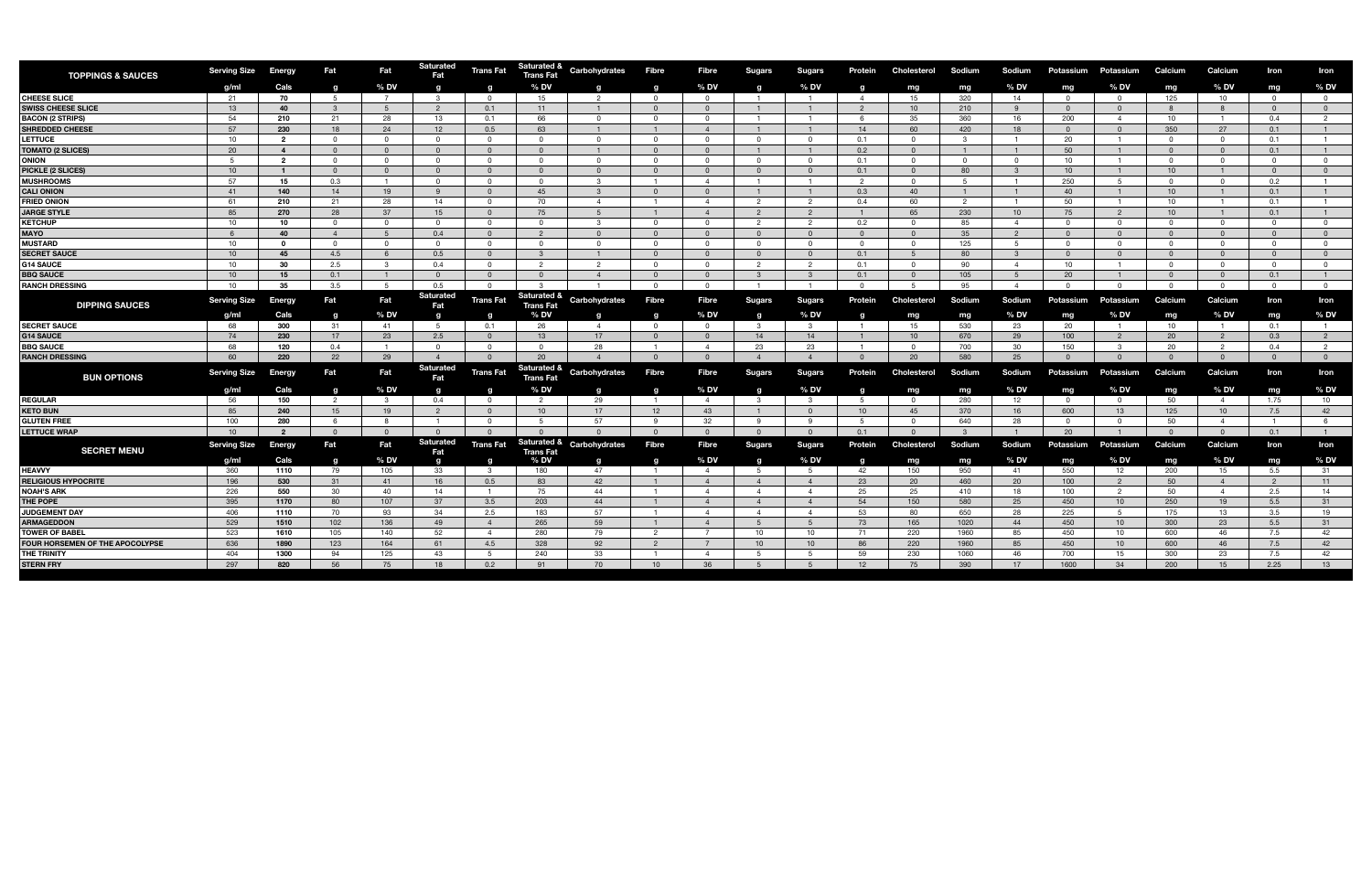| TOPPINGS & SAUCES | Serving Size | Energy | Fat | Fat | Saturated Fat | Trans Fat | Saturated & Trans Fat | Carbohydrates | Fibre | Fibre | Sugars | Sugars | Protein | Cholesterol | Sodium | Sodium | Potassium | Potassium | Calcium | Calcium | Iron | Iron |
|---|---|---|---|---|---|---|---|---|---|---|---|---|---|---|---|---|---|---|---|---|---|---|
| | g/ml | Cals | g | % DV | g | g | % DV | g | g | % DV | g | % DV | g | mg | mg | % DV | mg | % DV | mg | % DV | mg | % DV |
| CHEESE SLICE | 21 | 70 | 5 | 7 | 3 | 0 | 15 | 2 | 0 | 0 | 1 | 1 | 4 | 15 | 320 | 14 | 0 | 0 | 125 | 10 | 0 | 0 |
| SWISS CHEESE SLICE | 13 | 40 | 3 | 5 | 2 | 0.1 | 11 | 1 | 0 | 0 | 1 | 1 | 2 | 10 | 210 | 9 | 0 | 0 | 8 | 8 | 0 | 0 |
| BACON (2 STRIPS) | 54 | 210 | 21 | 28 | 13 | 0.1 | 66 | 0 | 0 | 0 | 1 | 1 | 6 | 35 | 360 | 16 | 200 | 4 | 10 | 1 | 0.4 | 2 |
| SHREDDED CHEESE | 57 | 230 | 18 | 24 | 12 | 0.5 | 63 | 1 | 1 | 4 | 1 | 1 | 14 | 60 | 420 | 18 | 0 | 0 | 350 | 27 | 0.1 | 1 |
| LETTUCE | 10 | 2 | 0 | 0 | 0 | 0 | 0 | 0 | 0 | 0 | 0 | 0 | 0.1 | 0 | 3 | 1 | 20 | 1 | 0 | 0 | 0.1 | 1 |
| TOMATO (2 SLICES) | 20 | 4 | 0 | 0 | 0 | 0 | 0 | 1 | 0 | 0 | 1 | 1 | 0.2 | 0 | 1 | 1 | 50 | 1 | 0 | 0 | 0.1 | 1 |
| ONION | 5 | 2 | 0 | 0 | 0 | 0 | 0 | 0 | 0 | 0 | 0 | 0 | 0.1 | 0 | 0 | 0 | 10 | 1 | 0 | 0 | 0 | 0 |
| PICKLE (2 SLICES) | 10 | 1 | 0 | 0 | 0 | 0 | 0 | 0 | 0 | 0 | 0 | 0 | 0.1 | 0 | 80 | 3 | 10 | 1 | 10 | 1 | 0 | 0 |
| MUSHROOMS | 57 | 15 | 0.3 | 1 | 0 | 0 | 0 | 3 | 1 | 4 | 1 | 1 | 2 | 0 | 5 | 1 | 250 | 5 | 0 | 0 | 0.2 | 1 |
| CALI ONION | 41 | 140 | 14 | 19 | 9 | 0 | 45 | 3 | 0 | 0 | 1 | 1 | 0.3 | 40 | 1 | 1 | 40 | 1 | 10 | 1 | 0.1 | 1 |
| FRIED ONION | 61 | 210 | 21 | 28 | 14 | 0 | 70 | 4 | 1 | 4 | 2 | 2 | 0.4 | 60 | 2 | 1 | 50 | 1 | 10 | 1 | 0.1 | 1 |
| JARGE STYLE | 85 | 270 | 28 | 37 | 15 | 0 | 75 | 5 | 1 | 4 | 2 | 2 | 1 | 65 | 230 | 10 | 75 | 2 | 10 | 1 | 0.1 | 1 |
| KETCHUP | 10 | 10 | 0 | 0 | 0 | 0 | 0 | 3 | 0 | 0 | 2 | 2 | 0.2 | 0 | 85 | 4 | 0 | 0 | 0 | 0 | 0 | 0 |
| MAYO | 6 | 40 | 4 | 5 | 0.4 | 0 | 2 | 0 | 0 | 0 | 0 | 0 | 0 | 0 | 35 | 2 | 0 | 0 | 0 | 0 | 0 | 0 |
| MUSTARD | 10 | 0 | 0 | 0 | 0 | 0 | 0 | 0 | 0 | 0 | 0 | 0 | 0 | 0 | 125 | 5 | 0 | 0 | 0 | 0 | 0 | 0 |
| SECRET SAUCE | 10 | 45 | 4.5 | 6 | 0.5 | 0 | 3 | 1 | 0 | 0 | 0 | 0 | 0.1 | 5 | 80 | 3 | 0 | 0 | 0 | 0 | 0 | 0 |
| G14 SAUCE | 10 | 30 | 2.5 | 3 | 0.4 | 0 | 2 | 2 | 0 | 0 | 2 | 2 | 0.1 | 0 | 90 | 4 | 10 | 1 | 0 | 0 | 0 | 0 |
| BBQ SAUCE | 10 | 15 | 0.1 | 1 | 0 | 0 | 0 | 4 | 0 | 0 | 3 | 3 | 0.1 | 0 | 105 | 5 | 20 | 1 | 0 | 0 | 0.1 | 1 |
| RANCH DRESSING | 10 | 35 | 3.5 | 5 | 0.5 | 0 | 3 | 1 | 0 | 0 | 1 | 1 | 0 | 5 | 95 | 4 | 0 | 0 | 0 | 0 | 0 | 0 |
| **DIPPING SAUCES** | **Serving Size** | **Energy** | **Fat** | **Fat** | **Saturated Fat** | **Trans Fat** | **Saturated & Trans Fat** | **Carbohydrates** | **Fibre** | **Fibre** | **Sugars** | **Sugars** | **Protein** | **Cholesterol** | **Sodium** | **Sodium** | **Potassium** | **Potassium** | **Calcium** | **Calcium** | **Iron** | **Iron** |
| | g/ml | Cals | g | % DV | g | g | % DV | g | g | % DV | g | % DV | g | mg | mg | % DV | mg | % DV | mg | % DV | mg | % DV |
| SECRET SAUCE | 68 | 300 | 31 | 41 | 5 | 0.1 | 26 | 4 | 0 | 0 | 3 | 3 | 1 | 15 | 530 | 23 | 20 | 1 | 10 | 1 | 0.1 | 1 |
| G14 SAUCE | 74 | 230 | 17 | 23 | 2.5 | 0 | 13 | 17 | 0 | 0 | 14 | 14 | 1 | 10 | 670 | 29 | 100 | 2 | 20 | 2 | 0.3 | 2 |
| BBQ SAUCE | 68 | 120 | 0.4 | 1 | 0 | 0 | 0 | 28 | 1 | 4 | 23 | 23 | 1 | 0 | 700 | 30 | 150 | 3 | 20 | 2 | 0.4 | 2 |
| RANCH DRESSING | 60 | 220 | 22 | 29 | 4 | 0 | 20 | 4 | 0 | 0 | 4 | 4 | 0 | 20 | 580 | 25 | 0 | 0 | 0 | 0 | 0 | 0 |
| **BUN OPTIONS** | **Serving Size** | **Energy** | **Fat** | **Fat** | **Saturated Fat** | **Trans Fat** | **Saturated & Trans Fat** | **Carbohydrates** | **Fibre** | **Fibre** | **Sugars** | **Sugars** | **Protein** | **Cholesterol** | **Sodium** | **Sodium** | **Potassium** | **Potassium** | **Calcium** | **Calcium** | **Iron** | **Iron** |
| | g/ml | Cals | g | % DV | g | g | % DV | g | g | % DV | g | % DV | g | mg | mg | % DV | mg | % DV | mg | % DV | mg | % DV |
| REGULAR | 56 | 150 | 2 | 3 | 0.4 | 0 | 2 | 29 | 1 | 4 | 3 | 3 | 5 | 0 | 280 | 12 | 0 | 0 | 50 | 4 | 1.75 | 10 |
| KETO BUN | 85 | 240 | 15 | 19 | 2 | 0 | 10 | 17 | 12 | 43 | 1 | 0 | 10 | 45 | 370 | 16 | 600 | 13 | 125 | 10 | 7.5 | 42 |
| GLUTEN FREE | 100 | 280 | 6 | 8 | 1 | 0 | 5 | 57 | 9 | 32 | 9 | 9 | 5 | 0 | 640 | 28 | 0 | 0 | 50 | 4 | 1 | 6 |
| LETTUCE WRAP | 10 | 2 | 0 | 0 | 0 | 0 | 0 | 0 | 0 | 0 | 0 | 0 | 0.1 | 0 | 3 | 1 | 20 | 1 | 0 | 0 | 0.1 | 1 |
| **SECRET MENU** | **Serving Size** | **Energy** | **Fat** | **Fat** | **Saturated Fat** | **Trans Fat** | **Saturated & Trans Fat** | **Carbohydrates** | **Fibre** | **Fibre** | **Sugars** | **Sugars** | **Protein** | **Cholesterol** | **Sodium** | **Sodium** | **Potassium** | **Potassium** | **Calcium** | **Calcium** | **Iron** | **Iron** |
| | g/ml | Cals | g | % DV | g | g | % DV | g | g | % DV | g | % DV | g | mg | mg | % DV | mg | % DV | mg | % DV | mg | % DV |
| HEAVVY | 360 | 1110 | 79 | 105 | 33 | 3 | 180 | 47 | 1 | 4 | 5 | 5 | 42 | 150 | 950 | 41 | 550 | 12 | 200 | 15 | 5.5 | 31 |
| RELIGIOUS HYPOCRITE | 196 | 530 | 31 | 41 | 16 | 0.5 | 83 | 42 | 1 | 4 | 4 | 4 | 23 | 20 | 460 | 20 | 100 | 2 | 50 | 4 | 2 | 11 |
| NOAH'S ARK | 226 | 550 | 30 | 40 | 14 | 1 | 75 | 44 | 1 | 4 | 4 | 4 | 25 | 25 | 410 | 18 | 100 | 2 | 50 | 4 | 2.5 | 14 |
| THE POPE | 395 | 1170 | 80 | 107 | 37 | 3.5 | 203 | 44 | 1 | 4 | 4 | 4 | 54 | 150 | 580 | 25 | 450 | 10 | 250 | 19 | 5.5 | 31 |
| JUDGEMENT DAY | 406 | 1110 | 70 | 93 | 34 | 2.5 | 183 | 57 | 1 | 4 | 4 | 4 | 53 | 80 | 650 | 28 | 225 | 5 | 175 | 13 | 3.5 | 19 |
| ARMAGEDDON | 529 | 1510 | 102 | 136 | 49 | 4 | 265 | 59 | 1 | 4 | 5 | 5 | 73 | 165 | 1020 | 44 | 450 | 10 | 300 | 23 | 5.5 | 31 |
| TOWER OF BABEL | 523 | 1610 | 105 | 140 | 52 | 4 | 280 | 79 | 2 | 7 | 10 | 10 | 71 | 220 | 1960 | 85 | 450 | 10 | 600 | 46 | 7.5 | 42 |
| FOUR HORSEMEN OF THE APOCOLYPSE | 636 | 1890 | 123 | 164 | 61 | 4.5 | 328 | 92 | 2 | 7 | 10 | 10 | 86 | 220 | 1960 | 85 | 450 | 10 | 600 | 46 | 7.5 | 42 |
| THE TRINITY | 404 | 1300 | 94 | 125 | 43 | 5 | 240 | 33 | 1 | 4 | 5 | 5 | 59 | 230 | 1060 | 46 | 700 | 15 | 300 | 23 | 7.5 | 42 |
| STERN FRY | 297 | 820 | 56 | 75 | 18 | 0.2 | 91 | 70 | 10 | 36 | 5 | 5 | 12 | 75 | 390 | 17 | 1600 | 34 | 200 | 15 | 2.25 | 13 |